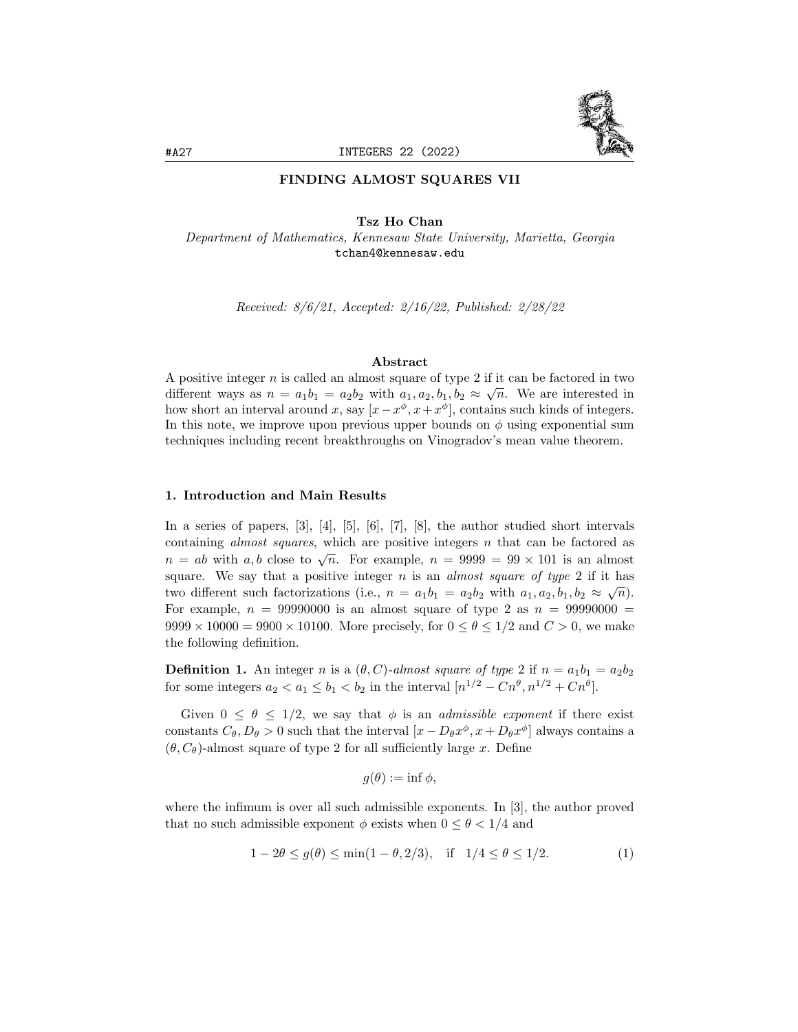# FINDING ALMOST SQUARES VII

**Tsz Ho Chan**
*Department of Mathematics, Kennesaw State University, Marietta, Georgia*
tchan4@kennesaw.edu

*Received: 8/6/21, Accepted: 2/16/22, Published: 2/28/22*

## Abstract

A positive integer $n$ is called an almost square of type 2 if it can be factored in two different ways as $n = a_1 b_1 = a_2 b_2$ with $a_1, a_2, b_1, b_2 \approx \sqrt{n}$. We are interested in how short an interval around $x$, say $[x - x^\phi, x + x^\phi]$, contains such kinds of integers. In this note, we improve upon previous upper bounds on $\phi$ using exponential sum techniques including recent breakthroughs on Vinogradov's mean value theorem.

## 1. Introduction and Main Results

In a series of papers, [3], [4], [5], [6], [7], [8], the author studied short intervals containing *almost squares*, which are positive integers $n$ that can be factored as $n = ab$ with $a, b$ close to $\sqrt{n}$. For example, $n = 9999 = 99 \times 101$ is an almost square. We say that a positive integer $n$ is an *almost square of type* 2 if it has two different such factorizations (i.e., $n = a_1 b_1 = a_2 b_2$ with $a_1, a_2, b_1, b_2 \approx \sqrt{n}$). For example, $n = 99990000$ is an almost square of type 2 as $n = 99990000 = 9999 \times 10000 = 9900 \times 10100$. More precisely, for $0 \le \theta \le 1/2$ and $C > 0$, we make the following definition.

**Definition 1.** An integer $n$ is a $(\theta, C)$-*almost square of type* 2 if $n = a_1 b_1 = a_2 b_2$ for some integers $a_2 < a_1 \le b_1 < b_2$ in the interval $[n^{1/2} - Cn^\theta, n^{1/2} + Cn^\theta]$.

Given $0 \le \theta \le 1/2$, we say that $\phi$ is an *admissible exponent* if there exist constants $C_\theta, D_\theta > 0$ such that the interval $[x - D_\theta x^\phi, x + D_\theta x^\phi]$ always contains a $(\theta, C_\theta)$-almost square of type 2 for all sufficiently large $x$. Define

$$g(\theta) := \inf \phi,$$

where the infimum is over all such admissible exponents. In [3], the author proved that no such admissible exponent $\phi$ exists when $0 \le \theta < 1/4$ and

$$1 - 2\theta \le g(\theta) \le \min(1 - \theta, 2/3), \quad \text{if} \quad 1/4 \le \theta \le 1/2. \tag{1}$$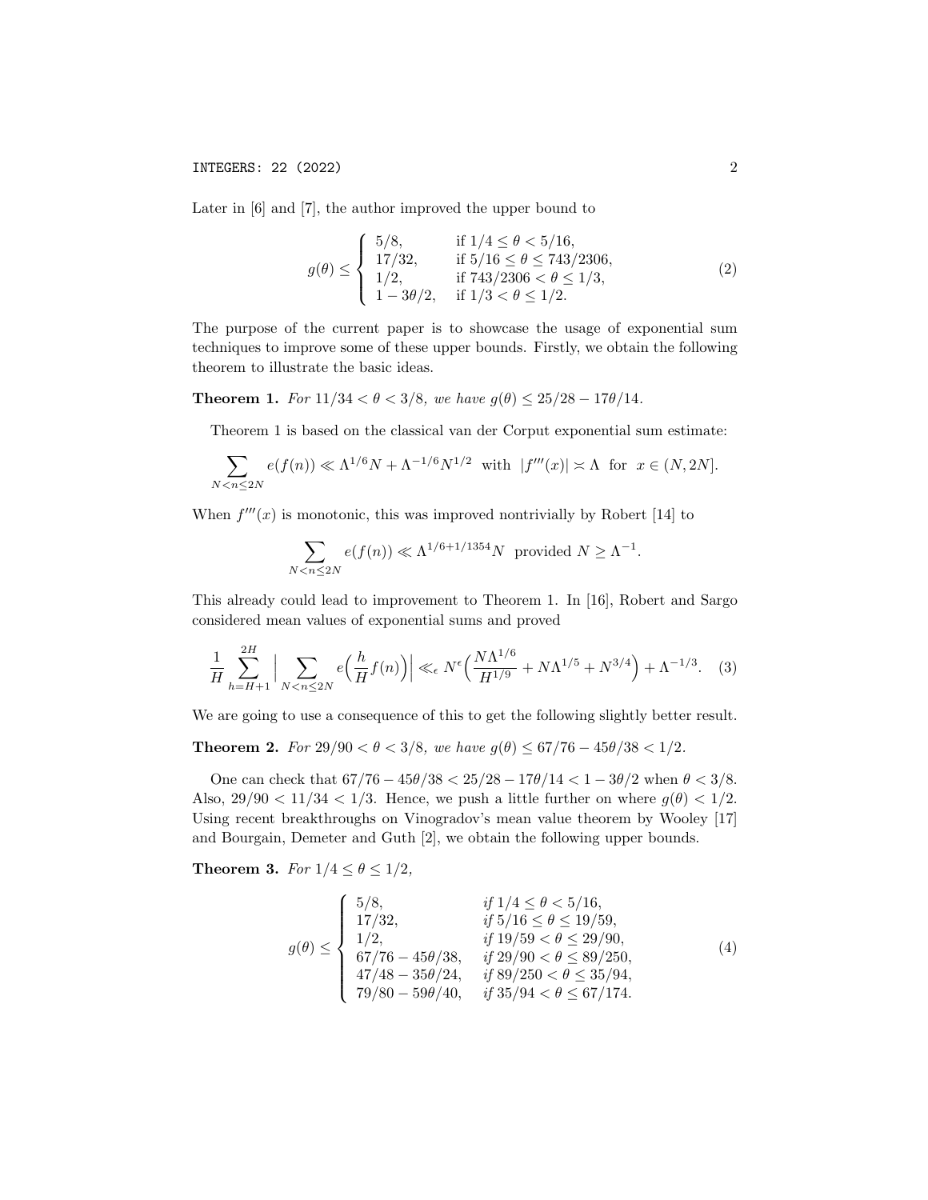Later in [6] and [7], the author improved the upper bound to

$$g(\theta) \le \begin{cases} 5/8, & \text{if } 1/4 \le \theta < 5/16, \\ 17/32, & \text{if } 5/16 \le \theta \le 743/2306, \\ 1/2, & \text{if } 743/2306 < \theta \le 1/3, \\ 1 - 3\theta/2, & \text{if } 1/3 < \theta \le 1/2. \end{cases} \tag{2}$$

The purpose of the current paper is to showcase the usage of exponential sum techniques to improve some of these upper bounds. Firstly, we obtain the following theorem to illustrate the basic ideas.

**Theorem 1.** *For $11/34 < \theta < 3/8$, we have $g(\theta) \le 25/28 - 17\theta/14$.*

Theorem 1 is based on the classical van der Corput exponential sum estimate:

$$\sum_{N < n \le 2N} e(f(n)) \ll \Lambda^{1/6} N + \Lambda^{-1/6} N^{1/2} \quad \text{with} \quad |f'''(x)| \asymp \Lambda \quad \text{for} \quad x \in (N, 2N].$$

When $f'''(x)$ is monotonic, this was improved nontrivially by Robert [14] to

$$\sum_{N < n \le 2N} e(f(n)) \ll \Lambda^{1/6 + 1/1354} N \quad \text{provided } N \ge \Lambda^{-1}.$$

This already could lead to improvement to Theorem 1. In [16], Robert and Sargo considered mean values of exponential sums and proved

$$\frac{1}{H} \sum_{h=H+1}^{2H} \Big| \sum_{N < n \le 2N} e\Big(\frac{h}{H} f(n)\Big) \Big| \ll_\epsilon N^\epsilon \Big( \frac{N \Lambda^{1/6}}{H^{1/9}} + N \Lambda^{1/5} + N^{3/4} \Big) + \Lambda^{-1/3}. \tag{3}$$

We are going to use a consequence of this to get the following slightly better result.

**Theorem 2.** *For $29/90 < \theta < 3/8$, we have $g(\theta) \le 67/76 - 45\theta/38 < 1/2$.*

One can check that $67/76 - 45\theta/38 < 25/28 - 17\theta/14 < 1 - 3\theta/2$ when $\theta < 3/8$. Also, $29/90 < 11/34 < 1/3$. Hence, we push a little further on where $g(\theta) < 1/2$. Using recent breakthroughs on Vinogradov's mean value theorem by Wooley [17] and Bourgain, Demeter and Guth [2], we obtain the following upper bounds.

**Theorem 3.** *For $1/4 \le \theta \le 1/2$,*

$$g(\theta) \le \begin{cases} 5/8, & \text{if } 1/4 \le \theta < 5/16, \\ 17/32, & \text{if } 5/16 \le \theta \le 19/59, \\ 1/2, & \text{if } 19/59 < \theta \le 29/90, \\ 67/76 - 45\theta/38, & \text{if } 29/90 < \theta \le 89/250, \\ 47/48 - 35\theta/24, & \text{if } 89/250 < \theta \le 35/94, \\ 79/80 - 59\theta/40, & \text{if } 35/94 < \theta \le 67/174. \end{cases} \tag{4}$$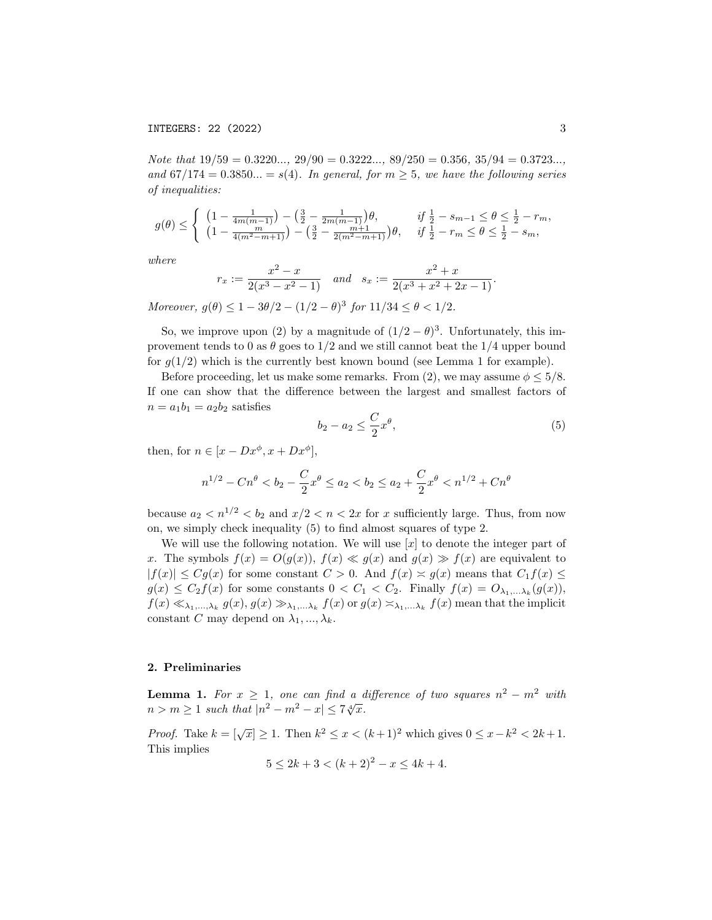*Note that* $19/59 = 0.3220...$, $29/90 = 0.3222...$, $89/250 = 0.356$, $35/94 = 0.3723...$, *and* $67/174 = 0.3850... = s(4)$. *In general, for* $m \geq 5$, *we have the following series of inequalities:*

$$g(\theta) \leq \begin{cases} \left(1 - \frac{1}{4m(m-1)}\right) - \left(\frac{3}{2} - \frac{1}{2m(m-1)}\right)\theta, & \text{if } \frac{1}{2} - s_{m-1} \leq \theta \leq \frac{1}{2} - r_m, \\ \left(1 - \frac{m}{4(m^2-m+1)}\right) - \left(\frac{3}{2} - \frac{m+1}{2(m^2-m+1)}\right)\theta, & \text{if } \frac{1}{2} - r_m \leq \theta \leq \frac{1}{2} - s_m, \end{cases}$$

*where*

$$r_x := \frac{x^2 - x}{2(x^3 - x^2 - 1)} \quad \text{and} \quad s_x := \frac{x^2 + x}{2(x^3 + x^2 + 2x - 1)}.$$

*Moreover,* $g(\theta) \leq 1 - 3\theta/2 - (1/2 - \theta)^3$ *for* $11/34 \leq \theta < 1/2$.

So, we improve upon (2) by a magnitude of $(1/2 - \theta)^3$. Unfortunately, this improvement tends to 0 as $\theta$ goes to $1/2$ and we still cannot beat the $1/4$ upper bound for $g(1/2)$ which is the currently best known bound (see Lemma 1 for example).

Before proceeding, let us make some remarks. From (2), we may assume $\phi \leq 5/8$. If one can show that the difference between the largest and smallest factors of $n = a_1 b_1 = a_2 b_2$ satisfies

$$b_2 - a_2 \leq \frac{C}{2} x^\theta, \tag{5}$$

then, for $n \in [x - Dx^\phi, x + Dx^\phi]$,

$$n^{1/2} - Cn^\theta < b_2 - \frac{C}{2} x^\theta \leq a_2 < b_2 \leq a_2 + \frac{C}{2} x^\theta < n^{1/2} + Cn^\theta$$

because $a_2 < n^{1/2} < b_2$ and $x/2 < n < 2x$ for $x$ sufficiently large. Thus, from now on, we simply check inequality (5) to find almost squares of type 2.

We will use the following notation. We will use $[x]$ to denote the integer part of $x$. The symbols $f(x) = O(g(x))$, $f(x) \ll g(x)$ and $g(x) \gg f(x)$ are equivalent to $|f(x)| \leq Cg(x)$ for some constant $C > 0$. And $f(x) \asymp g(x)$ means that $C_1 f(x) \leq g(x) \leq C_2 f(x)$ for some constants $0 < C_1 < C_2$. Finally $f(x) = O_{\lambda_1, \ldots \lambda_k}(g(x))$, $f(x) \ll_{\lambda_1, \ldots, \lambda_k} g(x)$, $g(x) \gg_{\lambda_1, \ldots \lambda_k} f(x)$ or $g(x) \asymp_{\lambda_1, \ldots \lambda_k} f(x)$ mean that the implicit constant $C$ may depend on $\lambda_1, \ldots, \lambda_k$.

## 2. Preliminaries

**Lemma 1.** *For* $x \geq 1$, *one can find a difference of two squares* $n^2 - m^2$ *with* $n > m \geq 1$ *such that* $|n^2 - m^2 - x| \leq 7\sqrt[4]{x}$.

*Proof.* Take $k = [\sqrt{x}] \geq 1$. Then $k^2 \leq x < (k+1)^2$ which gives $0 \leq x - k^2 < 2k + 1$. This implies

$$5 \leq 2k + 3 < (k+2)^2 - x \leq 4k + 4.$$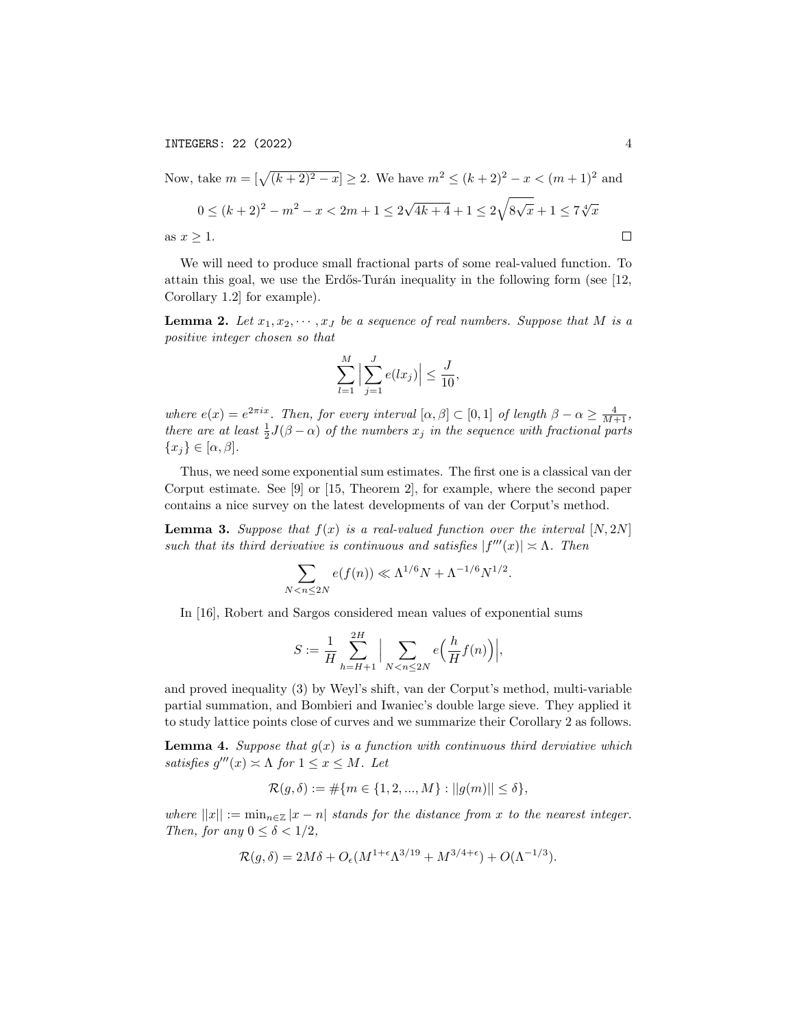Now, take $m = [\sqrt{(k+2)^2 - x}] \geq 2$. We have $m^2 \leq (k+2)^2 - x < (m+1)^2$ and

$$0 \leq (k+2)^2 - m^2 - x < 2m + 1 \leq 2\sqrt{4k+4} + 1 \leq 2\sqrt{8\sqrt{x}} + 1 \leq 7\sqrt[4]{x}$$

as $x \geq 1$. $\square$

We will need to produce small fractional parts of some real-valued function. To attain this goal, we use the Erdős-Turán inequality in the following form (see [12, Corollary 1.2] for example).

**Lemma 2.** *Let $x_1, x_2, \cdots, x_J$ be a sequence of real numbers. Suppose that $M$ is a positive integer chosen so that*

$$\sum_{l=1}^{M} \Big| \sum_{j=1}^{J} e(l x_j) \Big| \leq \frac{J}{10},$$

*where $e(x) = e^{2\pi i x}$. Then, for every interval $[\alpha, \beta] \subset [0,1]$ of length $\beta - \alpha \geq \frac{4}{M+1}$, there are at least $\frac{1}{2}J(\beta - \alpha)$ of the numbers $x_j$ in the sequence with fractional parts $\{x_j\} \in [\alpha, \beta]$.*

Thus, we need some exponential sum estimates. The first one is a classical van der Corput estimate. See [9] or [15, Theorem 2], for example, where the second paper contains a nice survey on the latest developments of van der Corput's method.

**Lemma 3.** *Suppose that $f(x)$ is a real-valued function over the interval $[N, 2N]$ such that its third derivative is continuous and satisfies $|f'''(x)| \asymp \Lambda$. Then*

$$\sum_{N < n \leq 2N} e(f(n)) \ll \Lambda^{1/6} N + \Lambda^{-1/6} N^{1/2}.$$

In [16], Robert and Sargos considered mean values of exponential sums

$$S := \frac{1}{H} \sum_{h=H+1}^{2H} \Big| \sum_{N < n \leq 2N} e\Big(\frac{h}{H} f(n)\Big) \Big|,$$

and proved inequality (3) by Weyl's shift, van der Corput's method, multi-variable partial summation, and Bombieri and Iwaniec's double large sieve. They applied it to study lattice points close of curves and we summarize their Corollary 2 as follows.

**Lemma 4.** *Suppose that $g(x)$ is a function with continuous third derviative which satisfies $g'''(x) \asymp \Lambda$ for $1 \leq x \leq M$. Let*

$$\mathcal{R}(g, \delta) := \#\{m \in \{1, 2, ..., M\} : ||g(m)|| \leq \delta\},$$

*where $||x|| := \min_{n \in \mathbb{Z}} |x - n|$ stands for the distance from $x$ to the nearest integer. Then, for any $0 \leq \delta < 1/2$,*

$$\mathcal{R}(g, \delta) = 2M\delta + O_\epsilon(M^{1+\epsilon}\Lambda^{3/19} + M^{3/4+\epsilon}) + O(\Lambda^{-1/3}).$$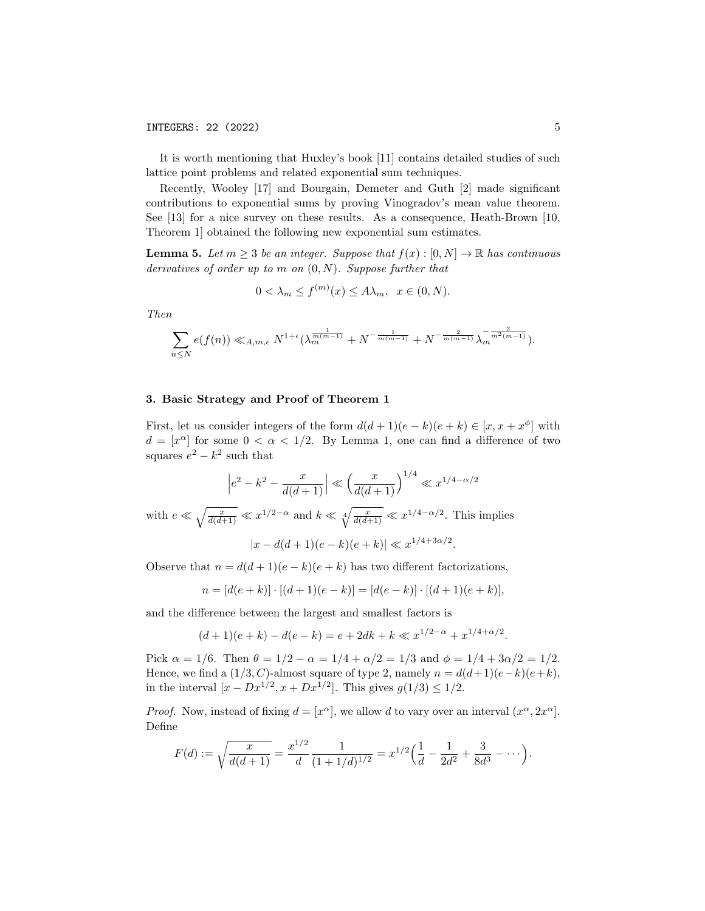It is worth mentioning that Huxley's book [11] contains detailed studies of such lattice point problems and related exponential sum techniques.

Recently, Wooley [17] and Bourgain, Demeter and Guth [2] made significant contributions to exponential sums by proving Vinogradov's mean value theorem. See [13] for a nice survey on these results. As a consequence, Heath-Brown [10, Theorem 1] obtained the following new exponential sum estimates.

**Lemma 5.** *Let $m \ge 3$ be an integer. Suppose that $f(x) : [0, N] \to \mathbb{R}$ has continuous derivatives of order up to $m$ on $(0, N)$. Suppose further that*

$$0 < \lambda_m \le f^{(m)}(x) \le A\lambda_m, \quad x \in (0, N).$$

*Then*

$$\sum_{n \le N} e(f(n)) \ll_{A,m,\epsilon} N^{1+\epsilon} \big(\lambda_m^{\frac{1}{m(m-1)}} + N^{-\frac{1}{m(m-1)}} + N^{-\frac{2}{m(m-1)}} \lambda_m^{-\frac{2}{m^2(m-1)}}\big).$$

## 3. Basic Strategy and Proof of Theorem 1

First, let us consider integers of the form $d(d+1)(e-k)(e+k) \in [x, x+x^\phi]$ with $d = [x^\alpha]$ for some $0 < \alpha < 1/2$. By Lemma 1, one can find a difference of two squares $e^2 - k^2$ such that

$$\Big| e^2 - k^2 - \frac{x}{d(d+1)} \Big| \ll \Big( \frac{x}{d(d+1)} \Big)^{1/4} \ll x^{1/4 - \alpha/2}$$

with $e \ll \sqrt{\frac{x}{d(d+1)}} \ll x^{1/2-\alpha}$ and $k \ll \sqrt[4]{\frac{x}{d(d+1)}} \ll x^{1/4-\alpha/2}$. This implies

$$|x - d(d+1)(e-k)(e+k)| \ll x^{1/4+3\alpha/2}.$$

Observe that $n = d(d+1)(e-k)(e+k)$ has two different factorizations,

$$n = [d(e+k)] \cdot [(d+1)(e-k)] = [d(e-k)] \cdot [(d+1)(e+k)],$$

and the difference between the largest and smallest factors is

$$(d+1)(e+k) - d(e-k) = e + 2dk + k \ll x^{1/2-\alpha} + x^{1/4+\alpha/2}.$$

Pick $\alpha = 1/6$. Then $\theta = 1/2 - \alpha = 1/4 + \alpha/2 = 1/3$ and $\phi = 1/4 + 3\alpha/2 = 1/2$. Hence, we find a $(1/3, C)$-almost square of type 2, namely $n = d(d+1)(e-k)(e+k)$, in the interval $[x - Dx^{1/2}, x + Dx^{1/2}]$. This gives $g(1/3) \le 1/2$.

*Proof.* Now, instead of fixing $d = [x^\alpha]$, we allow $d$ to vary over an interval $(x^\alpha, 2x^\alpha]$. Define

$$F(d) := \sqrt{\frac{x}{d(d+1)}} = \frac{x^{1/2}}{d} \frac{1}{(1+1/d)^{1/2}} = x^{1/2} \Big( \frac{1}{d} - \frac{1}{2d^2} + \frac{3}{8d^3} - \cdots \Big).$$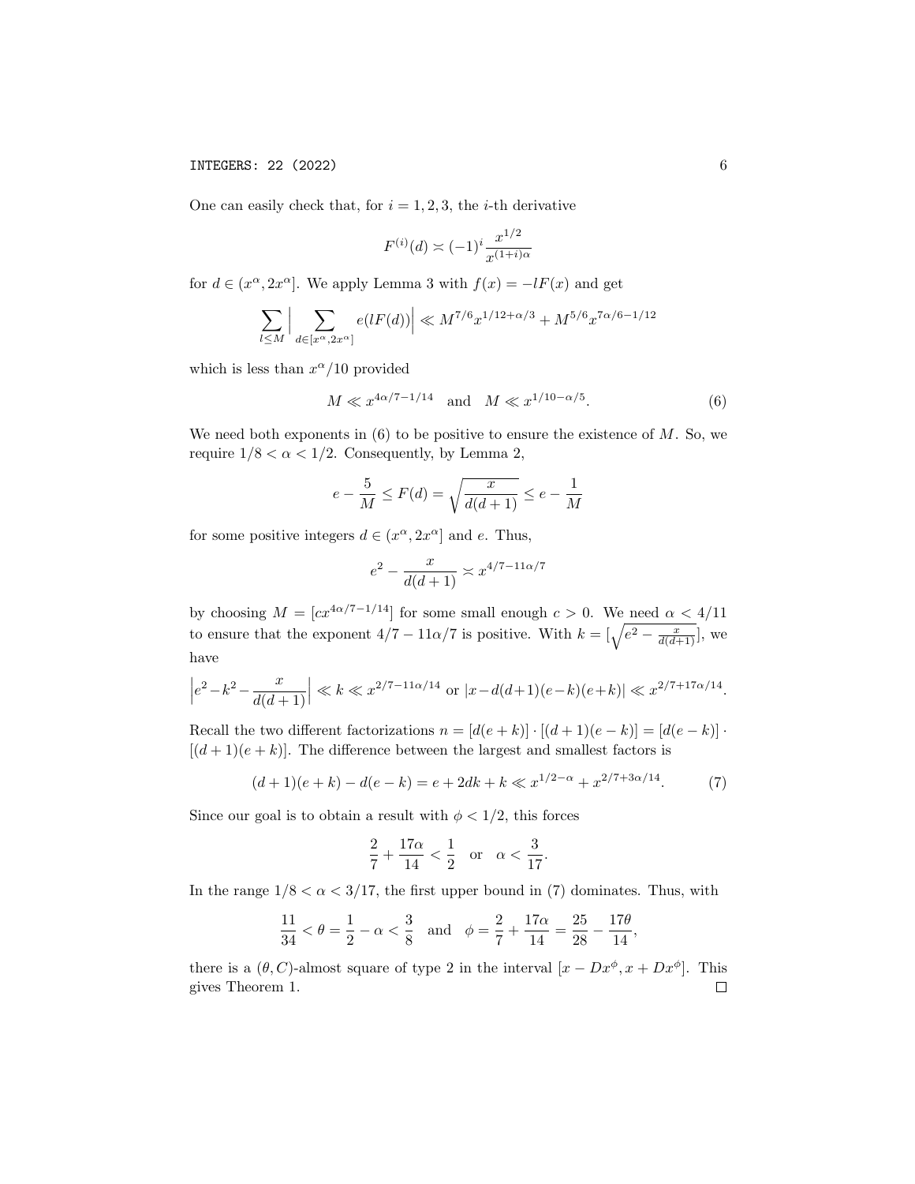One can easily check that, for $i = 1, 2, 3$, the $i$-th derivative

$$F^{(i)}(d) \asymp (-1)^i \frac{x^{1/2}}{x^{(1+i)\alpha}}$$

for $d \in (x^\alpha, 2x^\alpha]$. We apply Lemma 3 with $f(x) = -lF(x)$ and get

$$\sum_{l \le M} \Big| \sum_{d \in [x^\alpha, 2x^\alpha]} e(lF(d)) \Big| \ll M^{7/6} x^{1/12 + \alpha/3} + M^{5/6} x^{7\alpha/6 - 1/12}$$

which is less than $x^\alpha/10$ provided

$$M \ll x^{4\alpha/7 - 1/14} \quad \text{and} \quad M \ll x^{1/10 - \alpha/5}. \tag{6}$$

We need both exponents in (6) to be positive to ensure the existence of $M$. So, we require $1/8 < \alpha < 1/2$. Consequently, by Lemma 2,

$$e - \frac{5}{M} \le F(d) = \sqrt{\frac{x}{d(d+1)}} \le e - \frac{1}{M}$$

for some positive integers $d \in (x^\alpha, 2x^\alpha]$ and $e$. Thus,

$$e^2 - \frac{x}{d(d+1)} \asymp x^{4/7 - 11\alpha/7}$$

by choosing $M = [cx^{4\alpha/7 - 1/14}]$ for some small enough $c > 0$. We need $\alpha < 4/11$ to ensure that the exponent $4/7 - 11\alpha/7$ is positive. With $k = [\sqrt{e^2 - \frac{x}{d(d+1)}}]$, we have

$$\Big| e^2 - k^2 - \frac{x}{d(d+1)} \Big| \ll k \ll x^{2/7 - 11\alpha/14} \text{ or } |x - d(d+1)(e-k)(e+k)| \ll x^{2/7 + 17\alpha/14}.$$

Recall the two different factorizations $n = [d(e+k)] \cdot [(d+1)(e-k)] = [d(e-k)] \cdot [(d+1)(e+k)]$. The difference between the largest and smallest factors is

$$(d+1)(e+k) - d(e-k) = e + 2dk + k \ll x^{1/2 - \alpha} + x^{2/7 + 3\alpha/14}. \tag{7}$$

Since our goal is to obtain a result with $\phi < 1/2$, this forces

$$\frac{2}{7} + \frac{17\alpha}{14} < \frac{1}{2} \quad \text{or} \quad \alpha < \frac{3}{17}.$$

In the range $1/8 < \alpha < 3/17$, the first upper bound in (7) dominates. Thus, with

$$\frac{11}{34} < \theta = \frac{1}{2} - \alpha < \frac{3}{8} \quad \text{and} \quad \phi = \frac{2}{7} + \frac{17\alpha}{14} = \frac{25}{28} - \frac{17\theta}{14},$$

there is a $(\theta, C)$-almost square of type 2 in the interval $[x - Dx^\phi, x + Dx^\phi]$. This gives Theorem 1. $\square$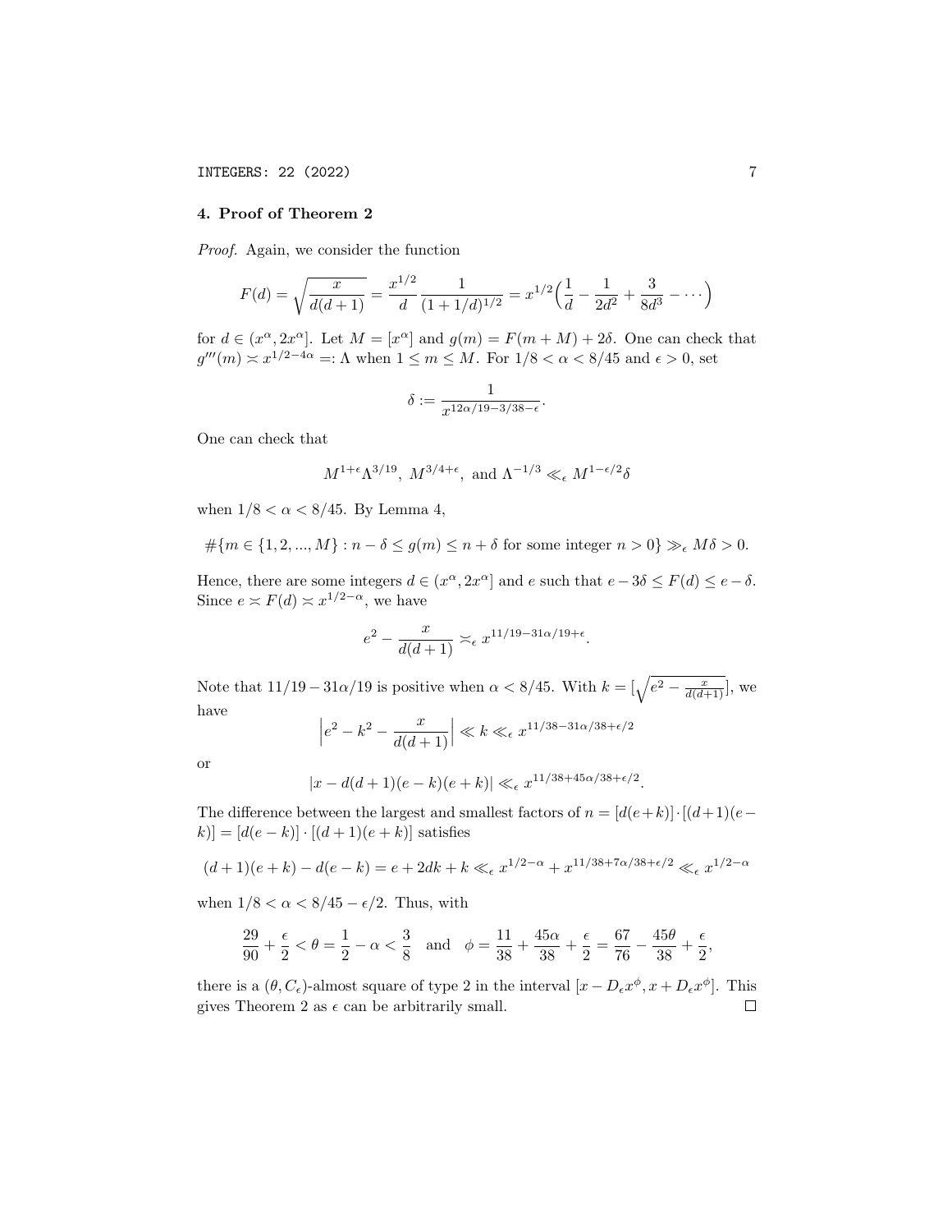## 4. Proof of Theorem 2

*Proof.* Again, we consider the function

$$F(d) = \sqrt{\frac{x}{d(d+1)}} = \frac{x^{1/2}}{d} \frac{1}{(1+1/d)^{1/2}} = x^{1/2}\Big(\frac{1}{d} - \frac{1}{2d^2} + \frac{3}{8d^3} - \cdots\Big)$$

for $d \in (x^\alpha, 2x^\alpha]$. Let $M = [x^\alpha]$ and $g(m) = F(m+M) + 2\delta$. One can check that $g'''(m) \asymp x^{1/2-4\alpha} =: \Lambda$ when $1 \le m \le M$. For $1/8 < \alpha < 8/45$ and $\epsilon > 0$, set

$$\delta := \frac{1}{x^{12\alpha/19 - 3/38 - \epsilon}}.$$

One can check that

$$M^{1+\epsilon}\Lambda^{3/19},\ M^{3/4+\epsilon},\ \text{and } \Lambda^{-1/3} \ll_\epsilon M^{1-\epsilon/2}\delta$$

when $1/8 < \alpha < 8/45$. By Lemma 4,

$$\#\{m \in \{1, 2, ..., M\} : n - \delta \le g(m) \le n + \delta \text{ for some integer } n > 0\} \gg_\epsilon M\delta > 0.$$

Hence, there are some integers $d \in (x^\alpha, 2x^\alpha]$ and $e$ such that $e - 3\delta \le F(d) \le e - \delta$. Since $e \asymp F(d) \asymp x^{1/2-\alpha}$, we have

$$e^2 - \frac{x}{d(d+1)} \asymp_\epsilon x^{11/19 - 31\alpha/19 + \epsilon}.$$

Note that $11/19 - 31\alpha/19$ is positive when $\alpha < 8/45$. With $k = [\sqrt{e^2 - \frac{x}{d(d+1)}}]$, we have

$$\Big|e^2 - k^2 - \frac{x}{d(d+1)}\Big| \ll k \ll_\epsilon x^{11/38 - 31\alpha/38 + \epsilon/2}$$

or

$$|x - d(d+1)(e-k)(e+k)| \ll_\epsilon x^{11/38 + 45\alpha/38 + \epsilon/2}.$$

The difference between the largest and smallest factors of $n = [d(e+k)] \cdot [(d+1)(e-k)] = [d(e-k)] \cdot [(d+1)(e+k)]$ satisfies

$$(d+1)(e+k) - d(e-k) = e + 2dk + k \ll_\epsilon x^{1/2-\alpha} + x^{11/38 + 7\alpha/38 + \epsilon/2} \ll_\epsilon x^{1/2-\alpha}$$

when $1/8 < \alpha < 8/45 - \epsilon/2$. Thus, with

$$\frac{29}{90} + \frac{\epsilon}{2} < \theta = \frac{1}{2} - \alpha < \frac{3}{8} \quad \text{and} \quad \phi = \frac{11}{38} + \frac{45\alpha}{38} + \frac{\epsilon}{2} = \frac{67}{76} - \frac{45\theta}{38} + \frac{\epsilon}{2},$$

there is a $(\theta, C_\epsilon)$-almost square of type 2 in the interval $[x - D_\epsilon x^\phi, x + D_\epsilon x^\phi]$. This gives Theorem 2 as $\epsilon$ can be arbitrarily small. $\square$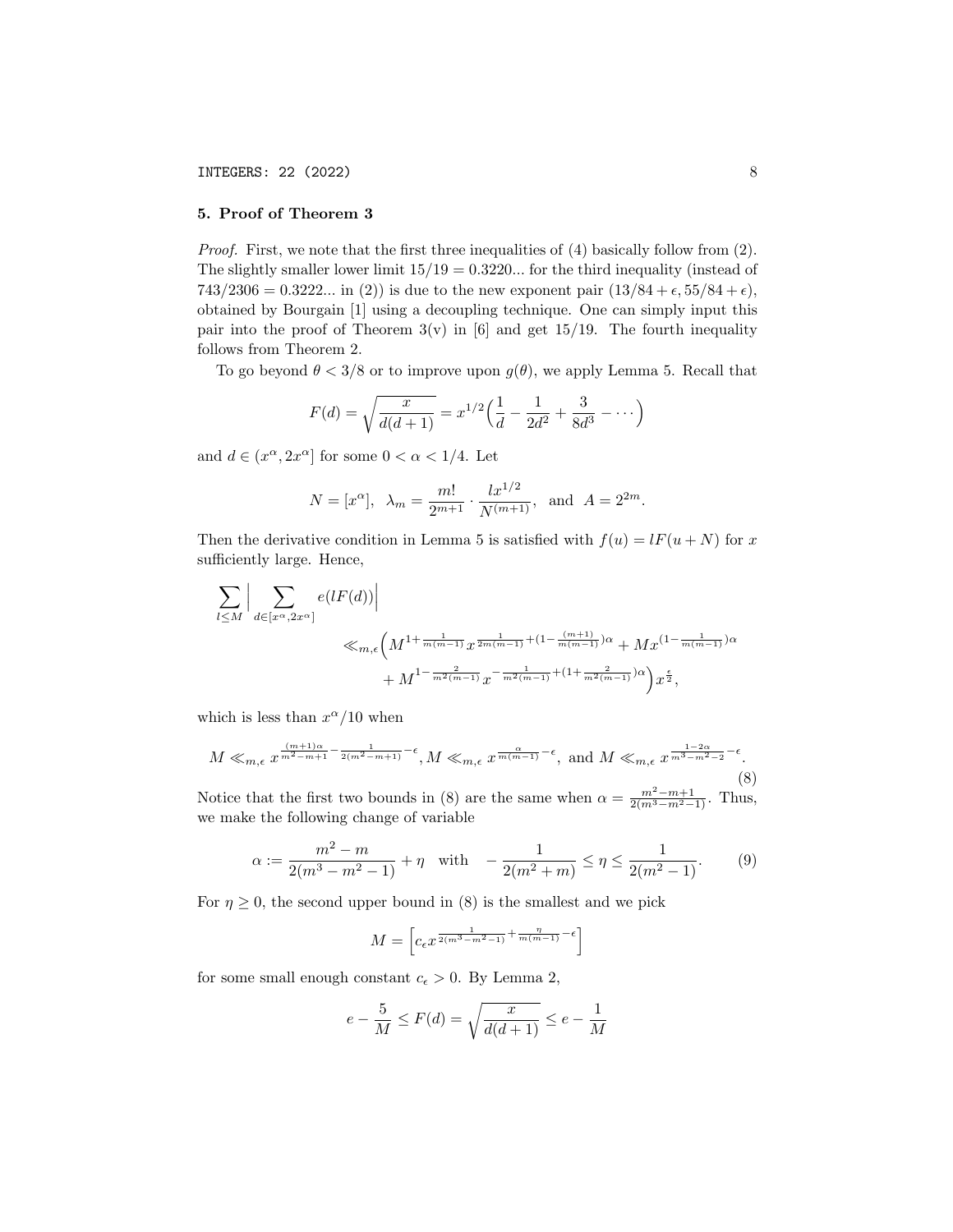## 5. Proof of Theorem 3

*Proof.* First, we note that the first three inequalities of (4) basically follow from (2). The slightly smaller lower limit $15/19 = 0.3220...$ for the third inequality (instead of $743/2306 = 0.3222...$ in (2)) is due to the new exponent pair $(13/84 + \epsilon, 55/84 + \epsilon)$, obtained by Bourgain [1] using a decoupling technique. One can simply input this pair into the proof of Theorem 3(v) in [6] and get 15/19. The fourth inequality follows from Theorem 2.

To go beyond $\theta < 3/8$ or to improve upon $g(\theta)$, we apply Lemma 5. Recall that

$$F(d) = \sqrt{\frac{x}{d(d+1)}} = x^{1/2}\Big(\frac{1}{d} - \frac{1}{2d^2} + \frac{3}{8d^3} - \cdots\Big)$$

and $d \in (x^\alpha, 2x^\alpha]$ for some $0 < \alpha < 1/4$. Let

$$N = [x^\alpha], \quad \lambda_m = \frac{m!}{2^{m+1}} \cdot \frac{l x^{1/2}}{N^{(m+1)}}, \quad \text{and} \quad A = 2^{2m}.$$

Then the derivative condition in Lemma 5 is satisfied with $f(u) = lF(u+N)$ for $x$ sufficiently large. Hence,

$$\sum_{l \le M} \Big| \sum_{d \in [x^\alpha, 2x^\alpha]} e(lF(d)) \Big| \ll_{m,\epsilon} \Big( M^{1+\frac{1}{m(m-1)}} x^{\frac{1}{2m(m-1)} + (1 - \frac{(m+1)}{m(m-1)})\alpha} + M x^{(1-\frac{1}{m(m-1)})\alpha} + M^{1-\frac{2}{m^2(m-1)}} x^{-\frac{1}{m^2(m-1)} + (1+\frac{2}{m^2(m-1)})\alpha} \Big) x^{\frac{\epsilon}{2}},$$

which is less than $x^\alpha/10$ when

$$M \ll_{m,\epsilon} x^{\frac{(m+1)\alpha}{m^2-m+1} - \frac{1}{2(m^2-m+1)} - \epsilon}, M \ll_{m,\epsilon} x^{\frac{\alpha}{m(m-1)} - \epsilon}, \text{ and } M \ll_{m,\epsilon} x^{\frac{1-2\alpha}{m^3-m^2-2} - \epsilon}. \tag{8}$$

Notice that the first two bounds in (8) are the same when $\alpha = \frac{m^2-m+1}{2(m^3-m^2-1)}$. Thus, we make the following change of variable

$$\alpha := \frac{m^2 - m}{2(m^3 - m^2 - 1)} + \eta \quad \text{with} \quad -\frac{1}{2(m^2+m)} \le \eta \le \frac{1}{2(m^2-1)}. \tag{9}$$

For $\eta \ge 0$, the second upper bound in (8) is the smallest and we pick

$$M = \Big[ c_\epsilon x^{\frac{1}{2(m^3-m^2-1)} + \frac{\eta}{m(m-1)} - \epsilon} \Big]$$

for some small enough constant $c_\epsilon > 0$. By Lemma 2,

$$e - \frac{5}{M} \le F(d) = \sqrt{\frac{x}{d(d+1)}} \le e - \frac{1}{M}$$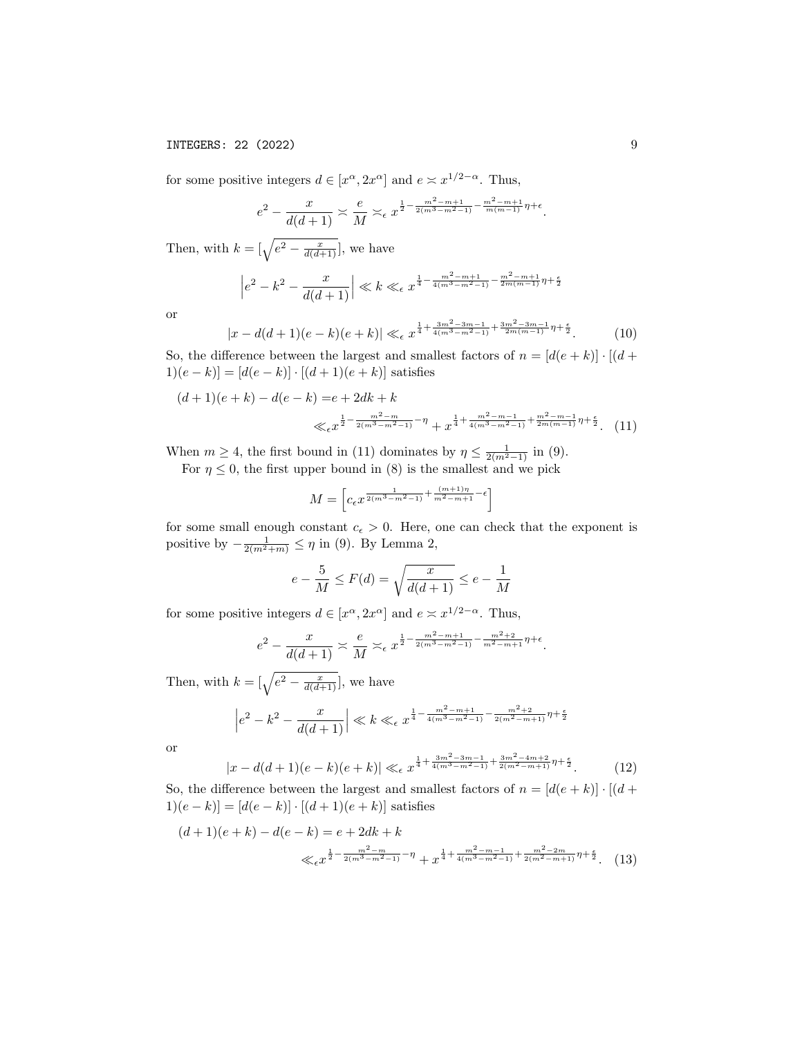for some positive integers $d \in [x^\alpha, 2x^\alpha]$ and $e \asymp x^{1/2-\alpha}$. Thus,

$$e^2 - \frac{x}{d(d+1)} \asymp \frac{e}{M} \asymp_\epsilon x^{\frac{1}{2} - \frac{m^2-m+1}{2(m^3-m^2-1)} - \frac{m^2-m+1}{m(m-1)}\eta + \epsilon}.$$

Then, with $k = [\sqrt{e^2 - \frac{x}{d(d+1)}}]$, we have

$$\Big| e^2 - k^2 - \frac{x}{d(d+1)} \Big| \ll k \ll_\epsilon x^{\frac{1}{4} - \frac{m^2-m+1}{4(m^3-m^2-1)} - \frac{m^2-m+1}{2m(m-1)}\eta + \frac{\epsilon}{2}}$$

or

$$|x - d(d+1)(e-k)(e+k)| \ll_\epsilon x^{\frac{1}{4} + \frac{3m^2-3m-1}{4(m^3-m^2-1)} + \frac{3m^2-3m-1}{2m(m-1)}\eta + \frac{\epsilon}{2}}. \tag{10}$$

So, the difference between the largest and smallest factors of $n = [d(e+k)] \cdot [(d+1)(e-k)] = [d(e-k)] \cdot [(d+1)(e+k)]$ satisfies

$$\begin{aligned}(d+1)(e+k) - d(e-k) =& e + 2dk + k \\ &\ll_\epsilon x^{\frac{1}{2} - \frac{m^2-m}{2(m^3-m^2-1)} - \eta} + x^{\frac{1}{4} + \frac{m^2-m-1}{4(m^3-m^2-1)} + \frac{m^2-m-1}{2m(m-1)}\eta + \frac{\epsilon}{2}}. \end{aligned} \tag{11}$$

When $m \geq 4$, the first bound in (11) dominates by $\eta \leq \frac{1}{2(m^2-1)}$ in (9).

For $\eta \leq 0$, the first upper bound in (8) is the smallest and we pick

$$M = \left[ c_\epsilon x^{\frac{1}{2(m^3-m^2-1)} + \frac{(m+1)\eta}{m^2-m+1} - \epsilon} \right]$$

for some small enough constant $c_\epsilon > 0$. Here, one can check that the exponent is positive by $-\frac{1}{2(m^2+m)} \leq \eta$ in (9). By Lemma 2,

$$e - \frac{5}{M} \leq F(d) = \sqrt{\frac{x}{d(d+1)}} \leq e - \frac{1}{M}$$

for some positive integers $d \in [x^\alpha, 2x^\alpha]$ and $e \asymp x^{1/2-\alpha}$. Thus,

$$e^2 - \frac{x}{d(d+1)} \asymp \frac{e}{M} \asymp_\epsilon x^{\frac{1}{2} - \frac{m^2-m+1}{2(m^3-m^2-1)} - \frac{m^2+2}{m^2-m+1}\eta + \epsilon}.$$

Then, with $k = [\sqrt{e^2 - \frac{x}{d(d+1)}}]$, we have

$$\Big| e^2 - k^2 - \frac{x}{d(d+1)} \Big| \ll k \ll_\epsilon x^{\frac{1}{4} - \frac{m^2-m+1}{4(m^3-m^2-1)} - \frac{m^2+2}{2(m^2-m+1)}\eta + \frac{\epsilon}{2}}$$

or

$$|x - d(d+1)(e-k)(e+k)| \ll_\epsilon x^{\frac{1}{4} + \frac{3m^2-3m-1}{4(m^3-m^2-1)} + \frac{3m^2-4m+2}{2(m^2-m+1)}\eta + \frac{\epsilon}{2}}. \tag{12}$$

So, the difference between the largest and smallest factors of $n = [d(e+k)] \cdot [(d+1)(e-k)] = [d(e-k)] \cdot [(d+1)(e+k)]$ satisfies

$$\begin{aligned}(d+1)(e+k) - d(e-k) &= e + 2dk + k \\ &\ll_\epsilon x^{\frac{1}{2} - \frac{m^2-m}{2(m^3-m^2-1)} - \eta} + x^{\frac{1}{4} + \frac{m^2-m-1}{4(m^3-m^2-1)} + \frac{m^2-2m}{2(m^2-m+1)}\eta + \frac{\epsilon}{2}}. \end{aligned} \tag{13}$$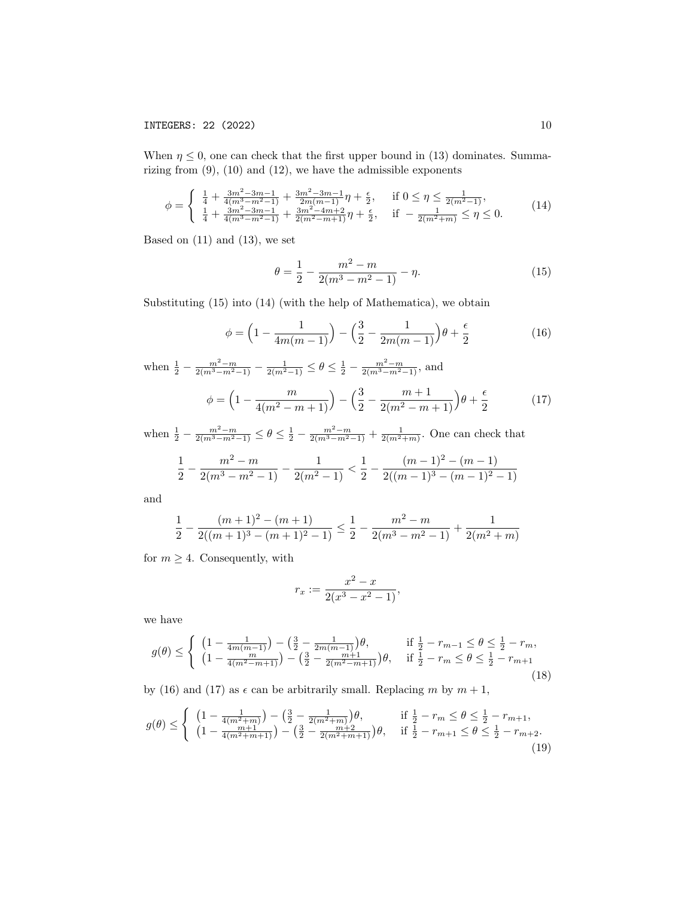When $\eta \leq 0$, one can check that the first upper bound in (13) dominates. Summarizing from (9), (10) and (12), we have the admissible exponents

$$\phi = \begin{cases} \frac{1}{4} + \frac{3m^2-3m-1}{4(m^3-m^2-1)} + \frac{3m^2-3m-1}{2m(m-1)}\eta + \frac{\epsilon}{2}, & \text{if } 0 \leq \eta \leq \frac{1}{2(m^2-1)}, \\ \frac{1}{4} + \frac{3m^2-3m-1}{4(m^3-m^2-1)} + \frac{3m^2-4m+2}{2(m^2-m+1)}\eta + \frac{\epsilon}{2}, & \text{if } -\frac{1}{2(m^2+m)} \leq \eta \leq 0. \end{cases} \tag{14}$$

Based on (11) and (13), we set

$$\theta = \frac{1}{2} - \frac{m^2-m}{2(m^3-m^2-1)} - \eta. \tag{15}$$

Substituting (15) into (14) (with the help of Mathematica), we obtain

$$\phi = \Big(1 - \frac{1}{4m(m-1)}\Big) - \Big(\frac{3}{2} - \frac{1}{2m(m-1)}\Big)\theta + \frac{\epsilon}{2} \tag{16}$$

when $\frac{1}{2} - \frac{m^2-m}{2(m^3-m^2-1)} - \frac{1}{2(m^2-1)} \leq \theta \leq \frac{1}{2} - \frac{m^2-m}{2(m^3-m^2-1)}$, and

$$\phi = \Big(1 - \frac{m}{4(m^2-m+1)}\Big) - \Big(\frac{3}{2} - \frac{m+1}{2(m^2-m+1)}\Big)\theta + \frac{\epsilon}{2} \tag{17}$$

when $\frac{1}{2} - \frac{m^2-m}{2(m^3-m^2-1)} \leq \theta \leq \frac{1}{2} - \frac{m^2-m}{2(m^3-m^2-1)} + \frac{1}{2(m^2+m)}$. One can check that

$$\frac{1}{2} - \frac{m^2-m}{2(m^3-m^2-1)} - \frac{1}{2(m^2-1)} < \frac{1}{2} - \frac{(m-1)^2-(m-1)}{2((m-1)^3-(m-1)^2-1)}$$

and

$$\frac{1}{2} - \frac{(m+1)^2-(m+1)}{2((m+1)^3-(m+1)^2-1)} \leq \frac{1}{2} - \frac{m^2-m}{2(m^3-m^2-1)} + \frac{1}{2(m^2+m)}$$

for $m \geq 4$. Consequently, with

$$r_x := \frac{x^2-x}{2(x^3-x^2-1)},$$

we have

$$g(\theta) \leq \begin{cases} \big(1 - \frac{1}{4m(m-1)}\big) - \big(\frac{3}{2} - \frac{1}{2m(m-1)}\big)\theta, & \text{if } \frac{1}{2} - r_{m-1} \leq \theta \leq \frac{1}{2} - r_m, \\ \big(1 - \frac{m}{4(m^2-m+1)}\big) - \big(\frac{3}{2} - \frac{m+1}{2(m^2-m+1)}\big)\theta, & \text{if } \frac{1}{2} - r_m \leq \theta \leq \frac{1}{2} - r_{m+1} \end{cases} \tag{18}$$

by (16) and (17) as $\epsilon$ can be arbitrarily small. Replacing $m$ by $m+1$,

$$g(\theta) \leq \begin{cases} \big(1 - \frac{1}{4(m^2+m)}\big) - \big(\frac{3}{2} - \frac{1}{2(m^2+m)}\big)\theta, & \text{if } \frac{1}{2} - r_m \leq \theta \leq \frac{1}{2} - r_{m+1}, \\ \big(1 - \frac{m+1}{4(m^2+m+1)}\big) - \big(\frac{3}{2} - \frac{m+2}{2(m^2+m+1)}\big)\theta, & \text{if } \frac{1}{2} - r_{m+1} \leq \theta \leq \frac{1}{2} - r_{m+2}. \end{cases} \tag{19}$$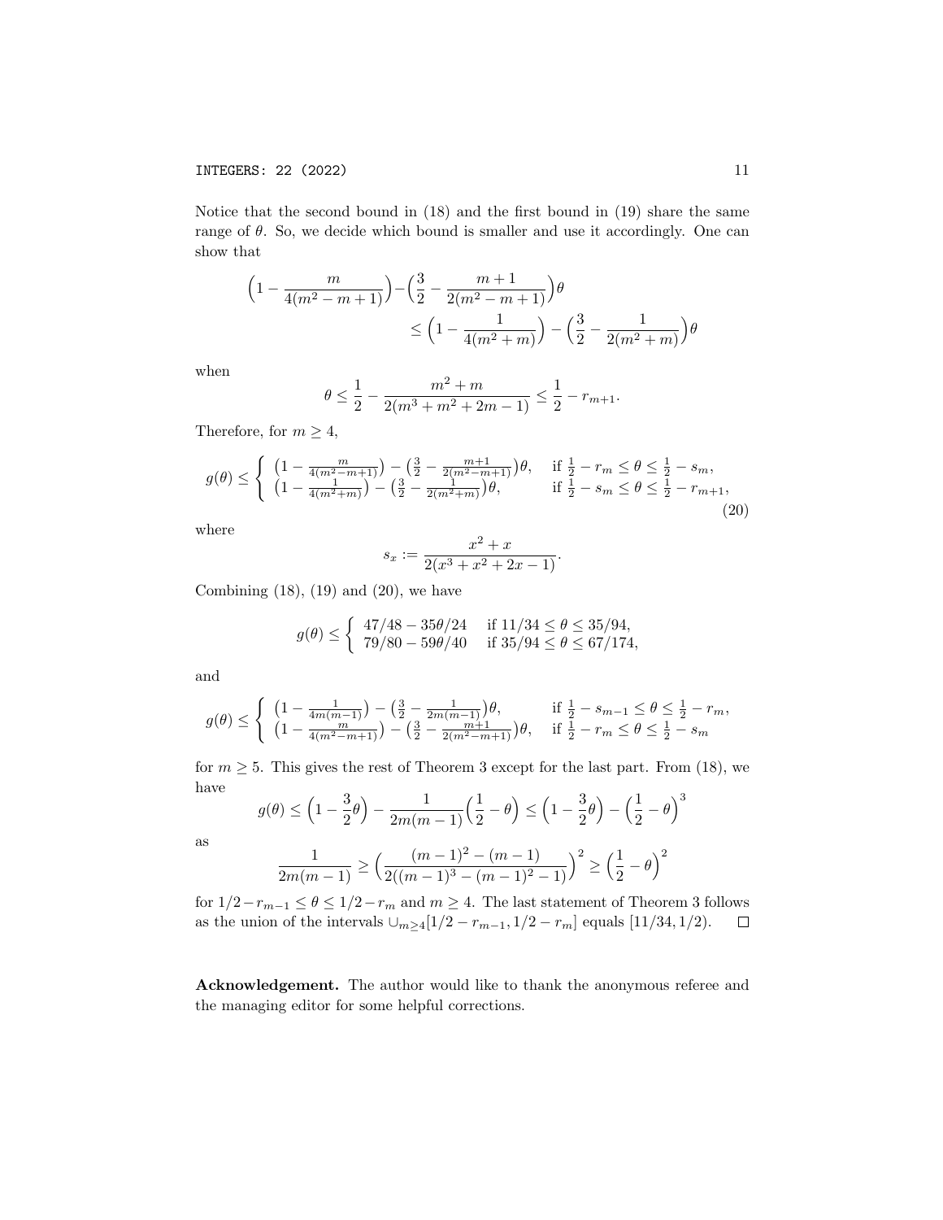Notice that the second bound in (18) and the first bound in (19) share the same range of $\theta$. So, we decide which bound is smaller and use it accordingly. One can show that

$$\Big(1 - \frac{m}{4(m^2-m+1)}\Big) - \Big(\frac{3}{2} - \frac{m+1}{2(m^2-m+1)}\Big)\theta \\ \leq \Big(1 - \frac{1}{4(m^2+m)}\Big) - \Big(\frac{3}{2} - \frac{1}{2(m^2+m)}\Big)\theta$$

when

$$\theta \leq \frac{1}{2} - \frac{m^2+m}{2(m^3+m^2+2m-1)} \leq \frac{1}{2} - r_{m+1}.$$

Therefore, for $m \geq 4$,

$$g(\theta) \leq \begin{cases} \big(1 - \frac{m}{4(m^2-m+1)}\big) - \big(\frac{3}{2} - \frac{m+1}{2(m^2-m+1)}\big)\theta, & \text{if } \frac{1}{2} - r_m \leq \theta \leq \frac{1}{2} - s_m, \\ \big(1 - \frac{1}{4(m^2+m)}\big) - \big(\frac{3}{2} - \frac{1}{2(m^2+m)}\big)\theta, & \text{if } \frac{1}{2} - s_m \leq \theta \leq \frac{1}{2} - r_{m+1}, \end{cases} \tag{20}$$

where

$$s_x := \frac{x^2+x}{2(x^3+x^2+2x-1)}.$$

Combining (18), (19) and (20), we have

$$g(\theta) \leq \begin{cases} 47/48 - 35\theta/24 & \text{if } 11/34 \leq \theta \leq 35/94, \\ 79/80 - 59\theta/40 & \text{if } 35/94 \leq \theta \leq 67/174, \end{cases}$$

and

$$g(\theta) \leq \begin{cases} \big(1 - \frac{1}{4m(m-1)}\big) - \big(\frac{3}{2} - \frac{1}{2m(m-1)}\big)\theta, & \text{if } \frac{1}{2} - s_{m-1} \leq \theta \leq \frac{1}{2} - r_m, \\ \big(1 - \frac{m}{4(m^2-m+1)}\big) - \big(\frac{3}{2} - \frac{m+1}{2(m^2-m+1)}\big)\theta, & \text{if } \frac{1}{2} - r_m \leq \theta \leq \frac{1}{2} - s_m \end{cases}$$

for $m \geq 5$. This gives the rest of Theorem 3 except for the last part. From (18), we have

$$g(\theta) \leq \Big(1 - \frac{3}{2}\theta\Big) - \frac{1}{2m(m-1)}\Big(\frac{1}{2} - \theta\Big) \leq \Big(1 - \frac{3}{2}\theta\Big) - \Big(\frac{1}{2} - \theta\Big)^3$$

as

$$\frac{1}{2m(m-1)} \geq \Big(\frac{(m-1)^2-(m-1)}{2((m-1)^3-(m-1)^2-1)}\Big)^2 \geq \Big(\frac{1}{2} - \theta\Big)^2$$

for $1/2 - r_{m-1} \leq \theta \leq 1/2 - r_m$ and $m \geq 4$. The last statement of Theorem 3 follows as the union of the intervals $\cup_{m\geq 4}[1/2 - r_{m-1}, 1/2 - r_m]$ equals $[11/34, 1/2)$. $\square$

**Acknowledgement.** The author would like to thank the anonymous referee and the managing editor for some helpful corrections.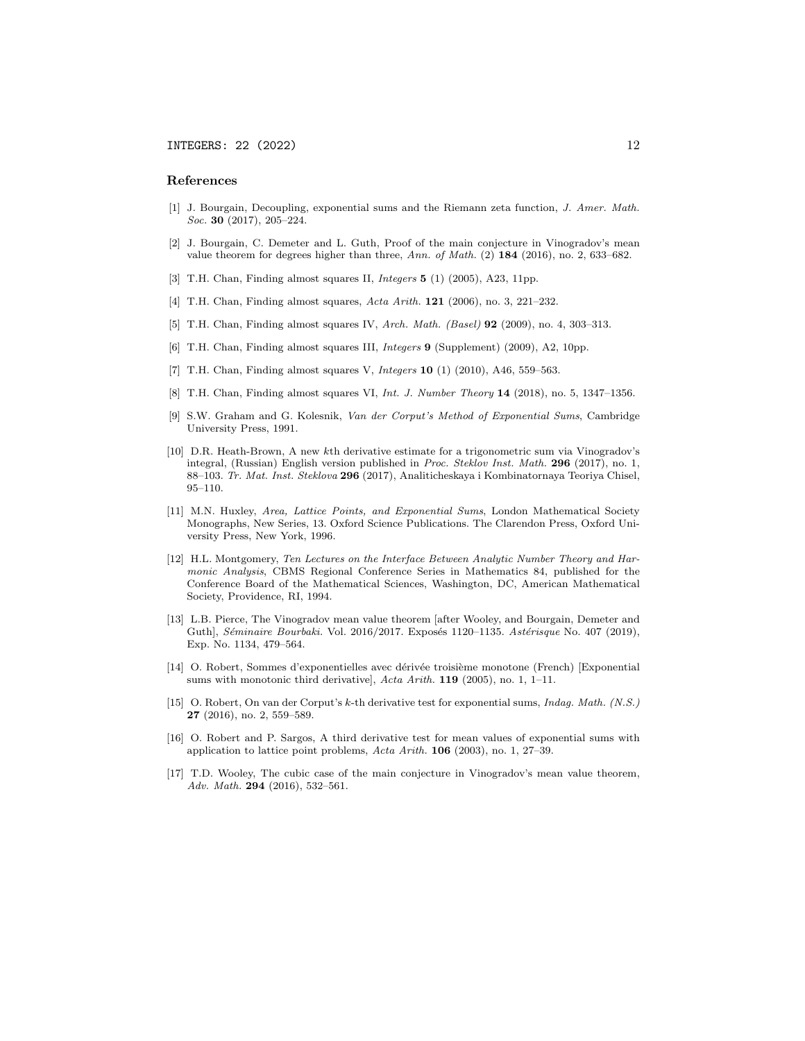## References

[1] J. Bourgain, Decoupling, exponential sums and the Riemann zeta function, *J. Amer. Math. Soc.* **30** (2017), 205–224.

[2] J. Bourgain, C. Demeter and L. Guth, Proof of the main conjecture in Vinogradov's mean value theorem for degrees higher than three, *Ann. of Math.* (2) **184** (2016), no. 2, 633–682.

[3] T.H. Chan, Finding almost squares II, *Integers* **5** (1) (2005), A23, 11pp.

[4] T.H. Chan, Finding almost squares, *Acta Arith.* **121** (2006), no. 3, 221–232.

[5] T.H. Chan, Finding almost squares IV, *Arch. Math. (Basel)* **92** (2009), no. 4, 303–313.

[6] T.H. Chan, Finding almost squares III, *Integers* **9** (Supplement) (2009), A2, 10pp.

[7] T.H. Chan, Finding almost squares V, *Integers* **10** (1) (2010), A46, 559–563.

[8] T.H. Chan, Finding almost squares VI, *Int. J. Number Theory* **14** (2018), no. 5, 1347–1356.

[9] S.W. Graham and G. Kolesnik, *Van der Corput's Method of Exponential Sums*, Cambridge University Press, 1991.

[10] D.R. Heath-Brown, A new $k$th derivative estimate for a trigonometric sum via Vinogradov's integral, (Russian) English version published in *Proc. Steklov Inst. Math.* **296** (2017), no. 1, 88–103. *Tr. Mat. Inst. Steklova* **296** (2017), Analiticheskaya i Kombinatornaya Teoriya Chisel, 95–110.

[11] M.N. Huxley, *Area, Lattice Points, and Exponential Sums*, London Mathematical Society Monographs, New Series, 13. Oxford Science Publications. The Clarendon Press, Oxford University Press, New York, 1996.

[12] H.L. Montgomery, *Ten Lectures on the Interface Between Analytic Number Theory and Harmonic Analysis*, CBMS Regional Conference Series in Mathematics 84, published for the Conference Board of the Mathematical Sciences, Washington, DC, American Mathematical Society, Providence, RI, 1994.

[13] L.B. Pierce, The Vinogradov mean value theorem [after Wooley, and Bourgain, Demeter and Guth], *Séminaire Bourbaki.* Vol. 2016/2017. Exposés 1120–1135. *Astérisque* No. 407 (2019), Exp. No. 1134, 479–564.

[14] O. Robert, Sommes d'exponentielles avec dérivée troisième monotone (French) [Exponential sums with monotonic third derivative], *Acta Arith.* **119** (2005), no. 1, 1–11.

[15] O. Robert, On van der Corput's $k$-th derivative test for exponential sums, *Indag. Math. (N.S.)* **27** (2016), no. 2, 559–589.

[16] O. Robert and P. Sargos, A third derivative test for mean values of exponential sums with application to lattice point problems, *Acta Arith.* **106** (2003), no. 1, 27–39.

[17] T.D. Wooley, The cubic case of the main conjecture in Vinogradov's mean value theorem, *Adv. Math.* **294** (2016), 532–561.